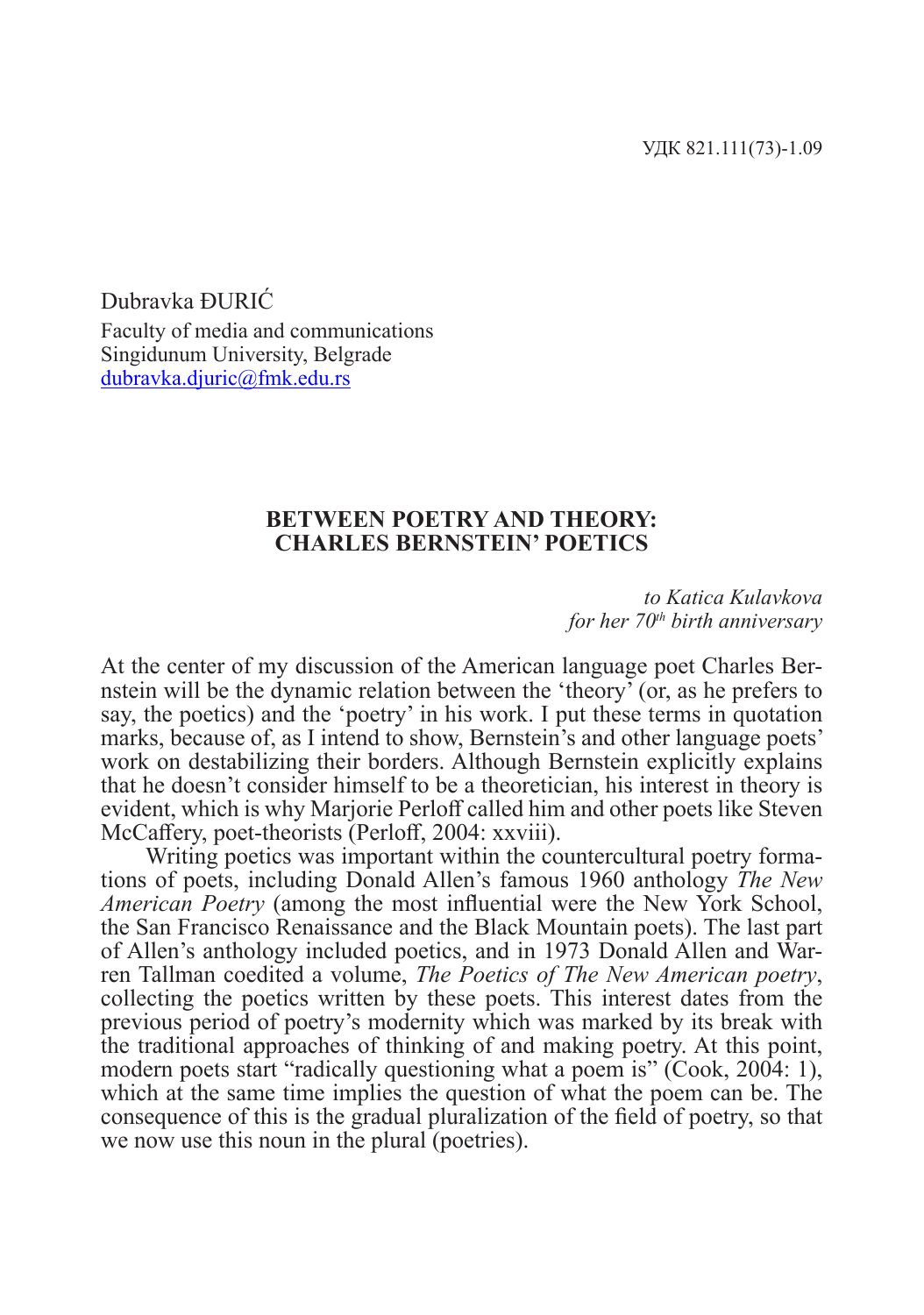УДК 821.111(73)-1.09

Dubravka ĐURIĆ
Faculty of media and communications
Singidunum University, Belgrade
dubravka.djuric@fmk.edu.rs

# BETWEEN POETRY AND THEORY: CHARLES BERNSTEIN' POETICS

*to Katica Kulavkova*
*for her 70th birth anniversary*

At the center of my discussion of the American language poet Charles Bernstein will be the dynamic relation between the 'theory' (or, as he prefers to say, the poetics) and the 'poetry' in his work. I put these terms in quotation marks, because of, as I intend to show, Bernstein's and other language poets' work on destabilizing their borders. Although Bernstein explicitly explains that he doesn't consider himself to be a theoretician, his interest in theory is evident, which is why Marjorie Perloff called him and other poets like Steven McCaffery, poet-theorists (Perloff, 2004: xxviii).

Writing poetics was important within the countercultural poetry formations of poets, including Donald Allen's famous 1960 anthology *The New American Poetry* (among the most influential were the New York School, the San Francisco Renaissance and the Black Mountain poets). The last part of Allen's anthology included poetics, and in 1973 Donald Allen and Warren Tallman coedited a volume, *The Poetics of The New American poetry*, collecting the poetics written by these poets. This interest dates from the previous period of poetry's modernity which was marked by its break with the traditional approaches of thinking of and making poetry. At this point, modern poets start "radically questioning what a poem is" (Cook, 2004: 1), which at the same time implies the question of what the poem can be. The consequence of this is the gradual pluralization of the field of poetry, so that we now use this noun in the plural (poetries).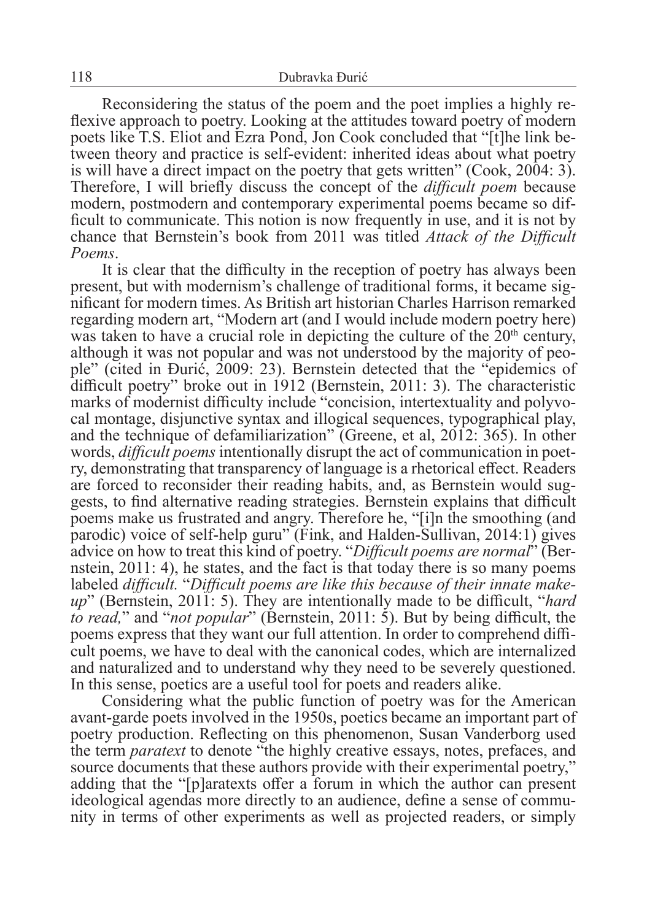Reconsidering the status of the poem and the poet implies a highly reflexive approach to poetry. Looking at the attitudes toward poetry of modern poets like T.S. Eliot and Ezra Pond, Jon Cook concluded that "[t]he link between theory and practice is self-evident: inherited ideas about what poetry is will have a direct impact on the poetry that gets written" (Cook, 2004: 3). Therefore, I will briefly discuss the concept of the *difficult poem* because modern, postmodern and contemporary experimental poems became so difficult to communicate. This notion is now frequently in use, and it is not by chance that Bernstein's book from 2011 was titled *Attack of the Difficult Poems*.

It is clear that the difficulty in the reception of poetry has always been present, but with modernism's challenge of traditional forms, it became significant for modern times. As British art historian Charles Harrison remarked regarding modern art, "Modern art (and I would include modern poetry here) was taken to have a crucial role in depicting the culture of the 20th century, although it was not popular and was not understood by the majority of people" (cited in Đurić, 2009: 23). Bernstein detected that the "epidemics of difficult poetry" broke out in 1912 (Bernstein, 2011: 3). The characteristic marks of modernist difficulty include "concision, intertextuality and polyvocal montage, disjunctive syntax and illogical sequences, typographical play, and the technique of defamiliarization" (Greene, et al, 2012: 365). In other words, *difficult poems* intentionally disrupt the act of communication in poetry, demonstrating that transparency of language is a rhetorical effect. Readers are forced to reconsider their reading habits, and, as Bernstein would suggests, to find alternative reading strategies. Bernstein explains that difficult poems make us frustrated and angry. Therefore he, "[i]n the smoothing (and parodic) voice of self-help guru" (Fink, and Halden-Sullivan, 2014:1) gives advice on how to treat this kind of poetry. "*Difficult poems are normal*" (Bernstein, 2011: 4), he states, and the fact is that today there is so many poems labeled *difficult.* "*Difficult poems are like this because of their innate make-up*" (Bernstein, 2011: 5). They are intentionally made to be difficult, "*hard to read,*" and "*not popular*" (Bernstein, 2011: 5). But by being difficult, the poems express that they want our full attention. In order to comprehend difficult poems, we have to deal with the canonical codes, which are internalized and naturalized and to understand why they need to be severely questioned. In this sense, poetics are a useful tool for poets and readers alike.

Considering what the public function of poetry was for the American avant-garde poets involved in the 1950s, poetics became an important part of poetry production. Reflecting on this phenomenon, Susan Vanderborg used the term *paratext* to denote "the highly creative essays, notes, prefaces, and source documents that these authors provide with their experimental poetry," adding that the "[p]aratexts offer a forum in which the author can present ideological agendas more directly to an audience, define a sense of community in terms of other experiments as well as projected readers, or simply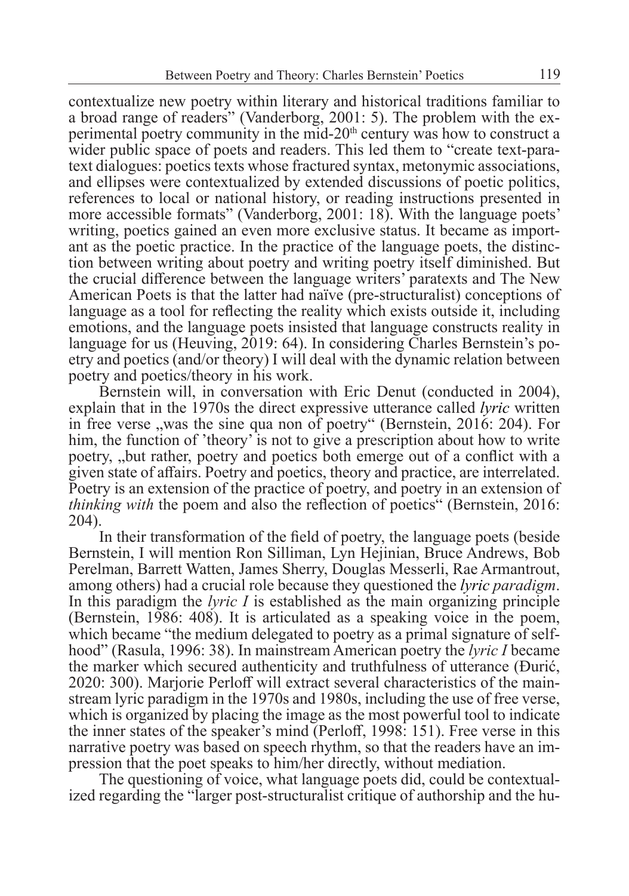contextualize new poetry within literary and historical traditions familiar to a broad range of readers" (Vanderborg, 2001: 5). The problem with the experimental poetry community in the mid-20th century was how to construct a wider public space of poets and readers. This led them to "create text-paratext dialogues: poetics texts whose fractured syntax, metonymic associations, and ellipses were contextualized by extended discussions of poetic politics, references to local or national history, or reading instructions presented in more accessible formats" (Vanderborg, 2001: 18). With the language poets' writing, poetics gained an even more exclusive status. It became as important as the poetic practice. In the practice of the language poets, the distinction between writing about poetry and writing poetry itself diminished. But the crucial difference between the language writers' paratexts and The New American Poets is that the latter had naïve (pre-structuralist) conceptions of language as a tool for reflecting the reality which exists outside it, including emotions, and the language poets insisted that language constructs reality in language for us (Heuving, 2019: 64). In considering Charles Bernstein's poetry and poetics (and/or theory) I will deal with the dynamic relation between poetry and poetics/theory in his work.

Bernstein will, in conversation with Eric Denut (conducted in 2004), explain that in the 1970s the direct expressive utterance called *lyric* written in free verse „was the sine qua non of poetry" (Bernstein, 2016: 204). For him, the function of 'theory' is not to give a prescription about how to write poetry, „but rather, poetry and poetics both emerge out of a conflict with a given state of affairs. Poetry and poetics, theory and practice, are interrelated. Poetry is an extension of the practice of poetry, and poetry in an extension of *thinking with* the poem and also the reflection of poetics" (Bernstein, 2016: 204).

In their transformation of the field of poetry, the language poets (beside Bernstein, I will mention Ron Silliman, Lyn Hejinian, Bruce Andrews, Bob Perelman, Barrett Watten, James Sherry, Douglas Messerli, Rae Armantrout, among others) had a crucial role because they questioned the *lyric paradigm*. In this paradigm the *lyric I* is established as the main organizing principle (Bernstein, 1986: 408). It is articulated as a speaking voice in the poem, which became "the medium delegated to poetry as a primal signature of selfhood" (Rasula, 1996: 38). In mainstream American poetry the *lyric I* became the marker which secured authenticity and truthfulness of utterance (Đurić, 2020: 300). Marjorie Perloff will extract several characteristics of the mainstream lyric paradigm in the 1970s and 1980s, including the use of free verse, which is organized by placing the image as the most powerful tool to indicate the inner states of the speaker's mind (Perloff, 1998: 151). Free verse in this narrative poetry was based on speech rhythm, so that the readers have an impression that the poet speaks to him/her directly, without mediation.

The questioning of voice, what language poets did, could be contextualized regarding the "larger post-structuralist critique of authorship and the hu-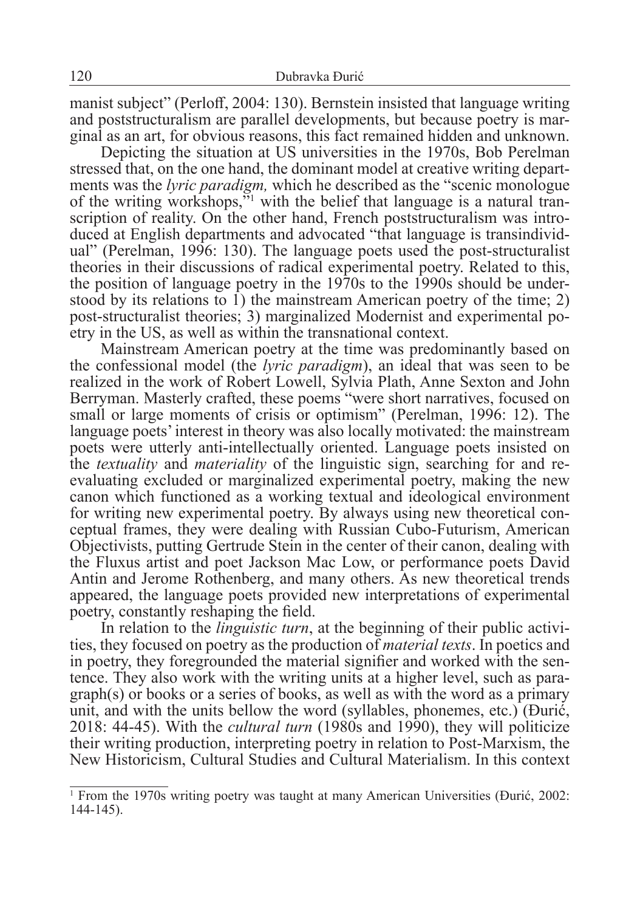manist subject" (Perloff, 2004: 130). Bernstein insisted that language writing and poststructuralism are parallel developments, but because poetry is marginal as an art, for obvious reasons, this fact remained hidden and unknown.

Depicting the situation at US universities in the 1970s, Bob Perelman stressed that, on the one hand, the dominant model at creative writing departments was the *lyric paradigm,* which he described as the "scenic monologue of the writing workshops,"[1] with the belief that language is a natural transcription of reality. On the other hand, French poststructuralism was introduced at English departments and advocated "that language is transindividual" (Perelman, 1996: 130). The language poets used the post-structuralist theories in their discussions of radical experimental poetry. Related to this, the position of language poetry in the 1970s to the 1990s should be understood by its relations to 1) the mainstream American poetry of the time; 2) post-structuralist theories; 3) marginalized Modernist and experimental poetry in the US, as well as within the transnational context.

Mainstream American poetry at the time was predominantly based on the confessional model (the *lyric paradigm*), an ideal that was seen to be realized in the work of Robert Lowell, Sylvia Plath, Anne Sexton and John Berryman. Masterly crafted, these poems "were short narratives, focused on small or large moments of crisis or optimism" (Perelman, 1996: 12). The language poets' interest in theory was also locally motivated: the mainstream poets were utterly anti-intellectually oriented. Language poets insisted on the *textuality* and *materiality* of the linguistic sign, searching for and re-evaluating excluded or marginalized experimental poetry, making the new canon which functioned as a working textual and ideological environment for writing new experimental poetry. By always using new theoretical conceptual frames, they were dealing with Russian Cubo-Futurism, American Objectivists, putting Gertrude Stein in the center of their canon, dealing with the Fluxus artist and poet Jackson Mac Low, or performance poets David Antin and Jerome Rothenberg, and many others. As new theoretical trends appeared, the language poets provided new interpretations of experimental poetry, constantly reshaping the field.

In relation to the *linguistic turn*, at the beginning of their public activities, they focused on poetry as the production of *material texts*. In poetics and in poetry, they foregrounded the material signifier and worked with the sentence. They also work with the writing units at a higher level, such as paragraph(s) or books or a series of books, as well as with the word as a primary unit, and with the units bellow the word (syllables, phonemes, etc.) (Đurić, 2018: 44-45). With the *cultural turn* (1980s and 1990), they will politicize their writing production, interpreting poetry in relation to Post-Marxism, the New Historicism, Cultural Studies and Cultural Materialism. In this context

[1] From the 1970s writing poetry was taught at many American Universities (Đurić, 2002: 144-145).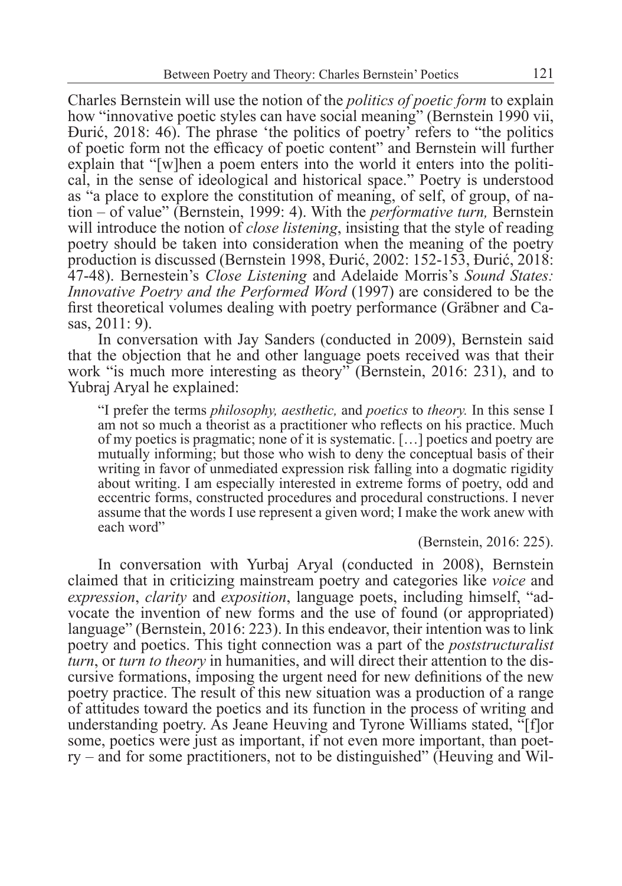Charles Bernstein will use the notion of the *politics of poetic form* to explain how "innovative poetic styles can have social meaning" (Bernstein 1990 vii, Đurić, 2018: 46). The phrase 'the politics of poetry' refers to "the politics of poetic form not the efficacy of poetic content" and Bernstein will further explain that "[w]hen a poem enters into the world it enters into the political, in the sense of ideological and historical space." Poetry is understood as "a place to explore the constitution of meaning, of self, of group, of nation – of value" (Bernstein, 1999: 4). With the *performative turn,* Bernstein will introduce the notion of *close listening*, insisting that the style of reading poetry should be taken into consideration when the meaning of the poetry production is discussed (Bernstein 1998, Đurić, 2002: 152-153, Đurić, 2018: 47-48). Bernestein's *Close Listening* and Adelaide Morris's *Sound States: Innovative Poetry and the Performed Word* (1997) are considered to be the first theoretical volumes dealing with poetry performance (Gräbner and Casas, 2011: 9).

In conversation with Jay Sanders (conducted in 2009), Bernstein said that the objection that he and other language poets received was that their work "is much more interesting as theory" (Bernstein, 2016: 231), and to Yubraj Aryal he explained:

> "I prefer the terms *philosophy, aesthetic,* and *poetics* to *theory.* In this sense I am not so much a theorist as a practitioner who reflects on his practice. Much of my poetics is pragmatic; none of it is systematic. […] poetics and poetry are mutually informing; but those who wish to deny the conceptual basis of their writing in favor of unmediated expression risk falling into a dogmatic rigidity about writing. I am especially interested in extreme forms of poetry, odd and eccentric forms, constructed procedures and procedural constructions. I never assume that the words I use represent a given word; I make the work anew with each word"
>
> (Bernstein, 2016: 225).

In conversation with Yurbaj Aryal (conducted in 2008), Bernstein claimed that in criticizing mainstream poetry and categories like *voice* and *expression*, *clarity* and *exposition*, language poets, including himself, "advocate the invention of new forms and the use of found (or appropriated) language" (Bernstein, 2016: 223). In this endeavor, their intention was to link poetry and poetics. This tight connection was a part of the *poststructuralist turn*, or *turn to theory* in humanities, and will direct their attention to the discursive formations, imposing the urgent need for new definitions of the new poetry practice. The result of this new situation was a production of a range of attitudes toward the poetics and its function in the process of writing and understanding poetry. As Jeane Heuving and Tyrone Williams stated, "[f]or some, poetics were just as important, if not even more important, than poetry – and for some practitioners, not to be distinguished" (Heuving and Wil-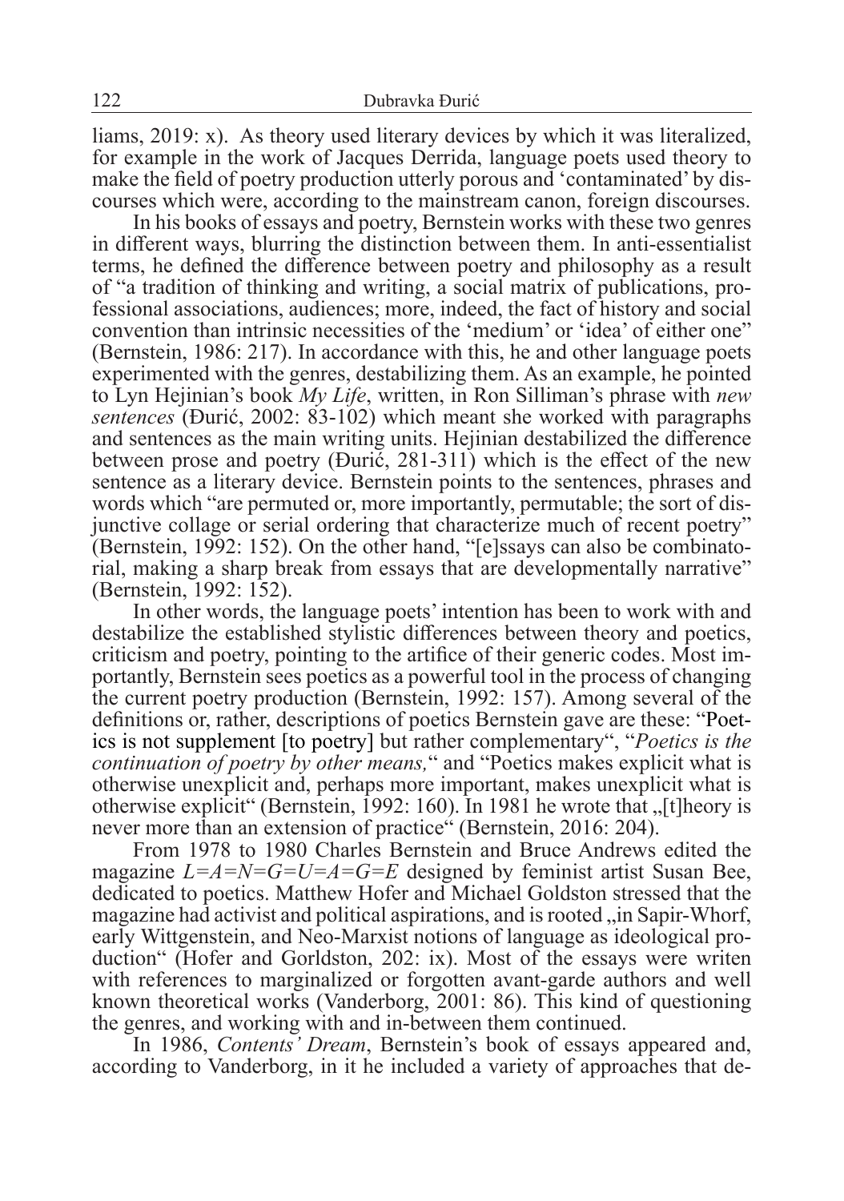liams, 2019: x). As theory used literary devices by which it was literalized, for example in the work of Jacques Derrida, language poets used theory to make the field of poetry production utterly porous and 'contaminated' by discourses which were, according to the mainstream canon, foreign discourses.

In his books of essays and poetry, Bernstein works with these two genres in different ways, blurring the distinction between them. In anti-essentialist terms, he defined the difference between poetry and philosophy as a result of "a tradition of thinking and writing, a social matrix of publications, professional associations, audiences; more, indeed, the fact of history and social convention than intrinsic necessities of the 'medium' or 'idea' of either one" (Bernstein, 1986: 217). In accordance with this, he and other language poets experimented with the genres, destabilizing them. As an example, he pointed to Lyn Hejinian's book *My Life*, written, in Ron Silliman's phrase with *new sentences* (Đurić, 2002: 83-102) which meant she worked with paragraphs and sentences as the main writing units. Hejinian destabilized the difference between prose and poetry (Đurić, 281-311) which is the effect of the new sentence as a literary device. Bernstein points to the sentences, phrases and words which "are permuted or, more importantly, permutable; the sort of disjunctive collage or serial ordering that characterize much of recent poetry" (Bernstein, 1992: 152). On the other hand, "[e]ssays can also be combinatorial, making a sharp break from essays that are developmentally narrative" (Bernstein, 1992: 152).

In other words, the language poets' intention has been to work with and destabilize the established stylistic differences between theory and poetics, criticism and poetry, pointing to the artifice of their generic codes. Most importantly, Bernstein sees poetics as a powerful tool in the process of changing the current poetry production (Bernstein, 1992: 157). Among several of the definitions or, rather, descriptions of poetics Bernstein gave are these: "Poetics is not supplement [to poetry] but rather complementary", "*Poetics is the continuation of poetry by other means,*" and "Poetics makes explicit what is otherwise unexplicit and, perhaps more important, makes unexplicit what is otherwise explicit" (Bernstein, 1992: 160). In 1981 he wrote that „[t]heory is never more than an extension of practice" (Bernstein, 2016: 204).

From 1978 to 1980 Charles Bernstein and Bruce Andrews edited the magazine *L=A=N=G=U=A=G=E* designed by feminist artist Susan Bee, dedicated to poetics. Matthew Hofer and Michael Goldston stressed that the magazine had activist and political aspirations, and is rooted „in Sapir-Whorf, early Wittgenstein, and Neo-Marxist notions of language as ideological production" (Hofer and Gorldston, 202: ix). Most of the essays were writen with references to marginalized or forgotten avant-garde authors and well known theoretical works (Vanderborg, 2001: 86). This kind of questioning the genres, and working with and in-between them continued.

In 1986, *Contents' Dream*, Bernstein's book of essays appeared and, according to Vanderborg, in it he included a variety of approaches that de-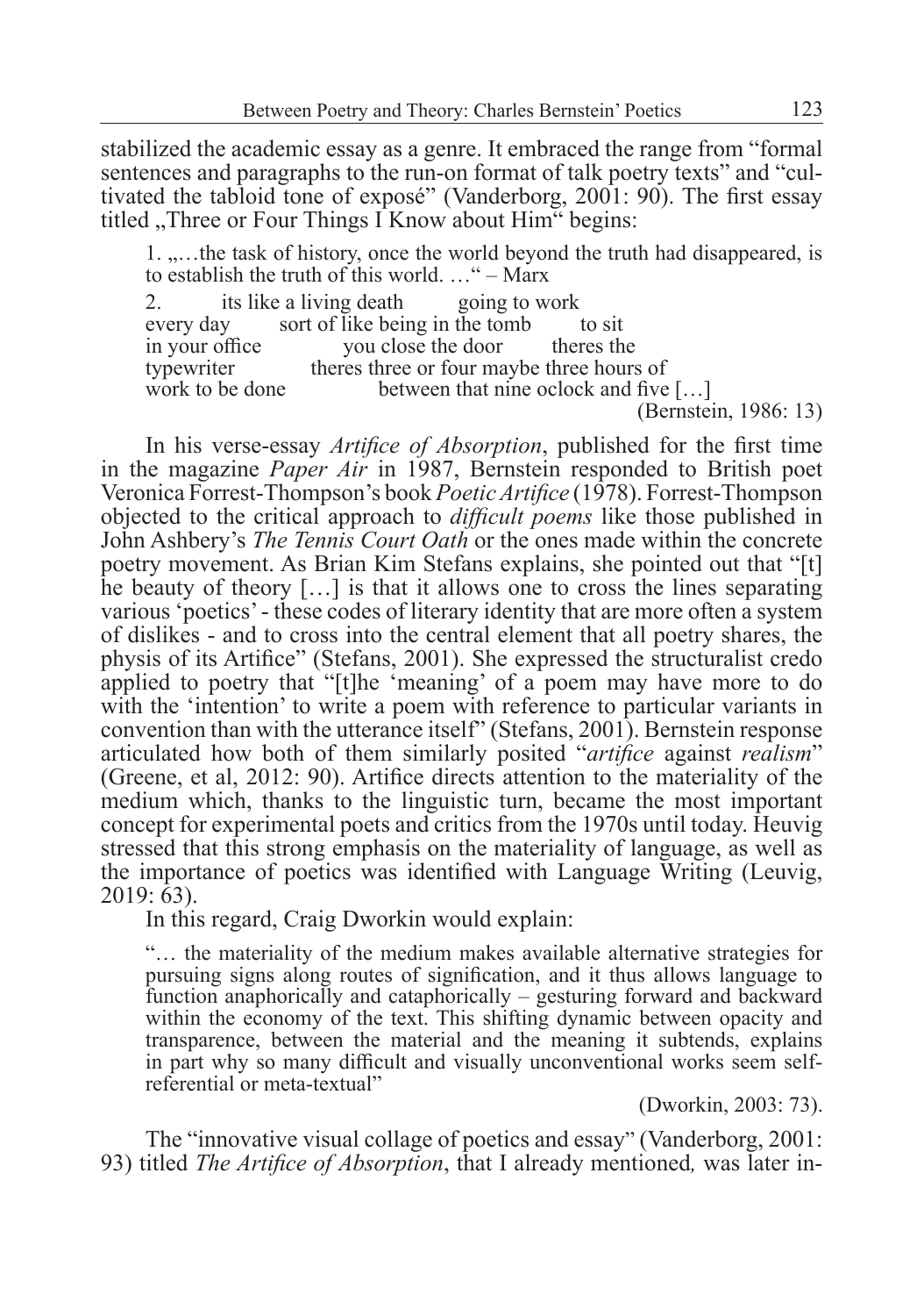stabilized the academic essay as a genre. It embraced the range from "formal sentences and paragraphs to the run-on format of talk poetry texts" and "cultivated the tabloid tone of exposé" (Vanderborg, 2001: 90). The first essay titled „Three or Four Things I Know about Him" begins:

> 1. „…the task of history, once the world beyond the truth had disappeared, is to establish the truth of this world. …" – Marx
>
> 2. its like a living death going to work
> every day sort of like being in the tomb to sit
> in your office you close the door theres the
> typewriter theres three or four maybe three hours of
> work to be done between that nine oclock and five […]
>
> (Bernstein, 1986: 13)

In his verse-essay *Artifice of Absorption*, published for the first time in the magazine *Paper Air* in 1987, Bernstein responded to British poet Veronica Forrest-Thompson's book *Poetic Artifice* (1978). Forrest-Thompson objected to the critical approach to *difficult poems* like those published in John Ashbery's *The Tennis Court Oath* or the ones made within the concrete poetry movement. As Brian Kim Stefans explains, she pointed out that "[t]he beauty of theory […] is that it allows one to cross the lines separating various 'poetics' - these codes of literary identity that are more often a system of dislikes - and to cross into the central element that all poetry shares, the physis of its Artifice" (Stefans, 2001). She expressed the structuralist credo applied to poetry that "[t]he 'meaning' of a poem may have more to do with the 'intention' to write a poem with reference to particular variants in convention than with the utterance itself" (Stefans, 2001). Bernstein response articulated how both of them similarly posited "*artifice* against *realism*" (Greene, et al, 2012: 90). Artifice directs attention to the materiality of the medium which, thanks to the linguistic turn, became the most important concept for experimental poets and critics from the 1970s until today. Heuvig stressed that this strong emphasis on the materiality of language, as well as the importance of poetics was identified with Language Writing (Leuvig, 2019: 63).

In this regard, Craig Dworkin would explain:

> "… the materiality of the medium makes available alternative strategies for pursuing signs along routes of signification, and it thus allows language to function anaphorically and cataphorically – gesturing forward and backward within the economy of the text. This shifting dynamic between opacity and transparence, between the material and the meaning it subtends, explains in part why so many difficult and visually unconventional works seem self-referential or meta-textual"
>
> (Dworkin, 2003: 73).

The "innovative visual collage of poetics and essay" (Vanderborg, 2001: 93) titled *The Artifice of Absorption*, that I already mentioned, was later in-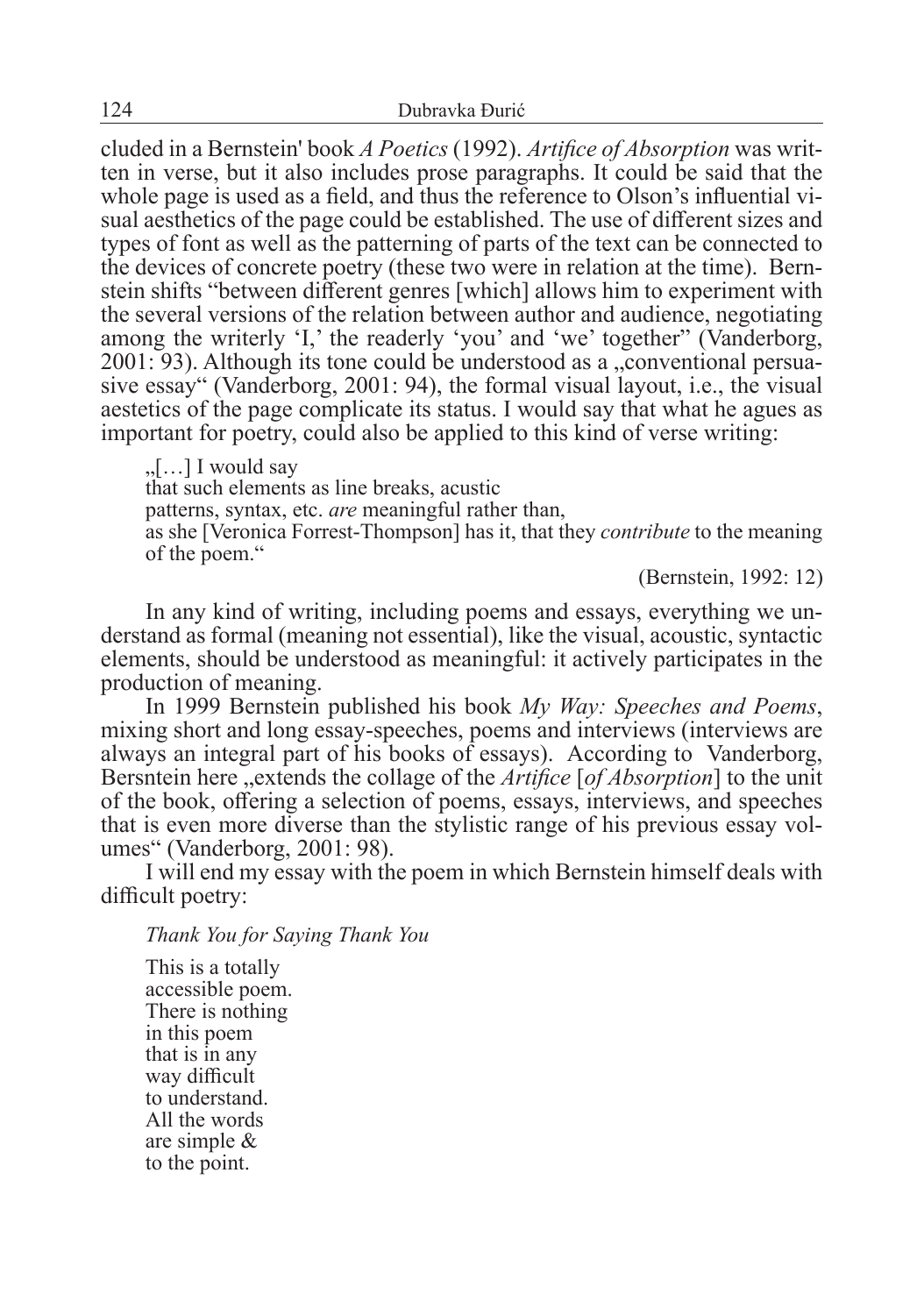cluded in a Bernstein' book *A Poetics* (1992). *Artifice of Absorption* was written in verse, but it also includes prose paragraphs. It could be said that the whole page is used as a field, and thus the reference to Olson's influential visual aesthetics of the page could be established. The use of different sizes and types of font as well as the patterning of parts of the text can be connected to the devices of concrete poetry (these two were in relation at the time). Bernstein shifts "between different genres [which] allows him to experiment with the several versions of the relation between author and audience, negotiating among the writerly 'I,' the readerly 'you' and 'we' together" (Vanderborg, 2001: 93). Although its tone could be understood as a „conventional persuasive essay" (Vanderborg, 2001: 94), the formal visual layout, i.e., the visual aestetics of the page complicate its status. I would say that what he agues as important for poetry, could also be applied to this kind of verse writing:

> „[…] I would say
> that such elements as line breaks, acustic
> patterns, syntax, etc. *are* meaningful rather than,
> as she [Veronica Forrest-Thompson] has it, that they *contribute* to the meaning of the poem."
>
> (Bernstein, 1992: 12)

In any kind of writing, including poems and essays, everything we understand as formal (meaning not essential), like the visual, acoustic, syntactic elements, should be understood as meaningful: it actively participates in the production of meaning.

In 1999 Bernstein published his book *My Way: Speeches and Poems*, mixing short and long essay-speeches, poems and interviews (interviews are always an integral part of his books of essays). According to Vanderborg, Bersntein here „extends the collage of the *Artifice* [*of Absorption*] to the unit of the book, offering a selection of poems, essays, interviews, and speeches that is even more diverse than the stylistic range of his previous essay volumes" (Vanderborg, 2001: 98).

I will end my essay with the poem in which Bernstein himself deals with difficult poetry:

*Thank You for Saying Thank You*

This is a totally
accessible poem.
There is nothing
in this poem
that is in any
way difficult
to understand.
All the words
are simple &
to the point.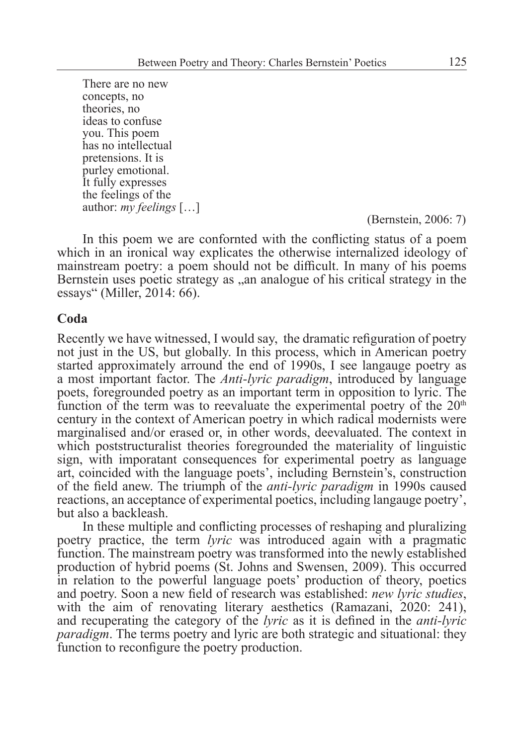There are no new  
concepts, no  
theories, no  
ideas to confuse  
you. This poem  
has no intellectual  
pretensions. It is  
purley emotional.  
It fully expresses  
the feelings of the  
author: *my feelings* […]

(Bernstein, 2006: 7)

In this poem we are confornted with the conflicting status of a poem which in an ironical way explicates the otherwise internalized ideology of mainstream poetry: a poem should not be difficult. In many of his poems Bernstein uses poetic strategy as „an analogue of his critical strategy in the essays" (Miller, 2014: 66).

## Coda

Recently we have witnessed, I would say, the dramatic refiguration of poetry not just in the US, but globally. In this process, which in American poetry started approximately arround the end of 1990s, I see langauge poetry as a most important factor. The *Anti-lyric paradigm*, introduced by language poets, foregrounded poetry as an important term in opposition to lyric. The function of the term was to reevaluate the experimental poetry of the 20th century in the context of American poetry in which radical modernists were marginalised and/or erased or, in other words, deevaluated. The context in which poststructuralist theories foregrounded the materiality of linguistic sign, with imporatant consequences for experimental poetry as language art, coincided with the language poets', including Bernstein's, construction of the field anew. The triumph of the *anti-lyric paradigm* in 1990s caused reactions, an acceptance of experimental poetics, including langauge poetry', but also a backleash.

In these multiple and conflicting processes of reshaping and pluralizing poetry practice, the term *lyric* was introduced again with a pragmatic function. The mainstream poetry was transformed into the newly established production of hybrid poems (St. Johns and Swensen, 2009). This occurred in relation to the powerful language poets' production of theory, poetics and poetry. Soon a new field of research was established: *new lyric studies*, with the aim of renovating literary aesthetics (Ramazani, 2020: 241), and recuperating the category of the *lyric* as it is defined in the *anti-lyric paradigm*. The terms poetry and lyric are both strategic and situational: they function to reconfigure the poetry production.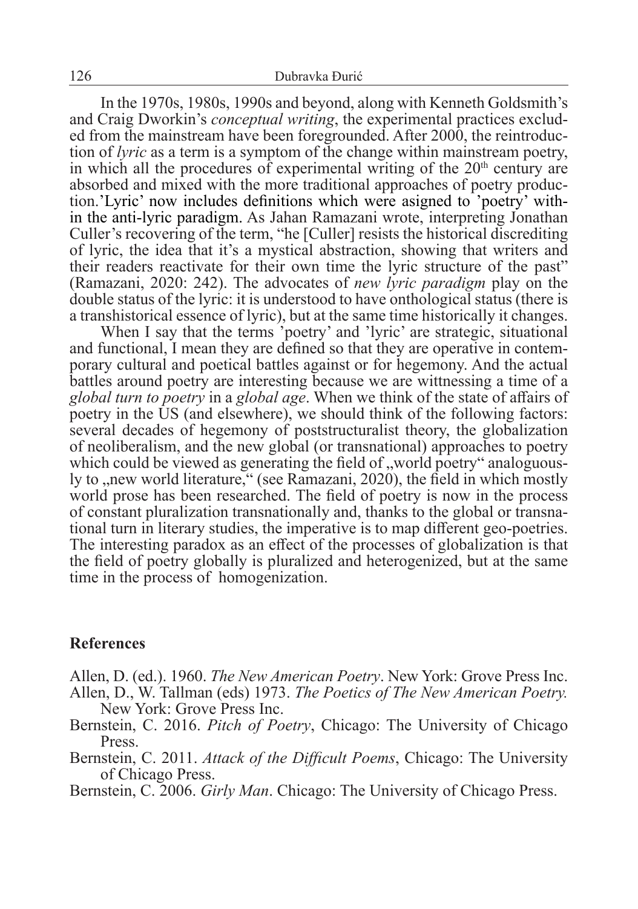In the 1970s, 1980s, 1990s and beyond, along with Kenneth Goldsmith's and Craig Dworkin's *conceptual writing*, the experimental practices excluded from the mainstream have been foregrounded. After 2000, the reintroduction of *lyric* as a term is a symptom of the change within mainstream poetry, in which all the procedures of experimental writing of the 20th century are absorbed and mixed with the more traditional approaches of poetry production.'Lyric' now includes definitions which were asigned to 'poetry' within the anti-lyric paradigm. As Jahan Ramazani wrote, interpreting Jonathan Culler's recovering of the term, "he [Culler] resists the historical discrediting of lyric, the idea that it's a mystical abstraction, showing that writers and their readers reactivate for their own time the lyric structure of the past" (Ramazani, 2020: 242). The advocates of *new lyric paradigm* play on the double status of the lyric: it is understood to have onthological status (there is a transhistorical essence of lyric), but at the same time historically it changes.

When I say that the terms 'poetry' and 'lyric' are strategic, situational and functional, I mean they are defined so that they are operative in contemporary cultural and poetical battles against or for hegemony. And the actual battles around poetry are interesting because we are wittnessing a time of a *global turn to poetry* in a *global age*. When we think of the state of affairs of poetry in the US (and elsewhere), we should think of the following factors: several decades of hegemony of poststructuralist theory, the globalization of neoliberalism, and the new global (or transnational) approaches to poetry which could be viewed as generating the field of „world poetry" analoguously to „new world literature," (see Ramazani, 2020), the field in which mostly world prose has been researched. The field of poetry is now in the process of constant pluralization transnationally and, thanks to the global or transnational turn in literary studies, the imperative is to map different geo-poetries. The interesting paradox as an effect of the processes of globalization is that the field of poetry globally is pluralized and heterogenized, but at the same time in the process of homogenization.

## References

Allen, D. (ed.). 1960. *The New American Poetry*. New York: Grove Press Inc.

Allen, D., W. Tallman (eds) 1973. *The Poetics of The New American Poetry.* New York: Grove Press Inc.

Bernstein, C. 2016. *Pitch of Poetry*, Chicago: The University of Chicago Press.

Bernstein, C. 2011. *Attack of the Difficult Poems*, Chicago: The University of Chicago Press.

Bernstein, C. 2006. *Girly Man*. Chicago: The University of Chicago Press.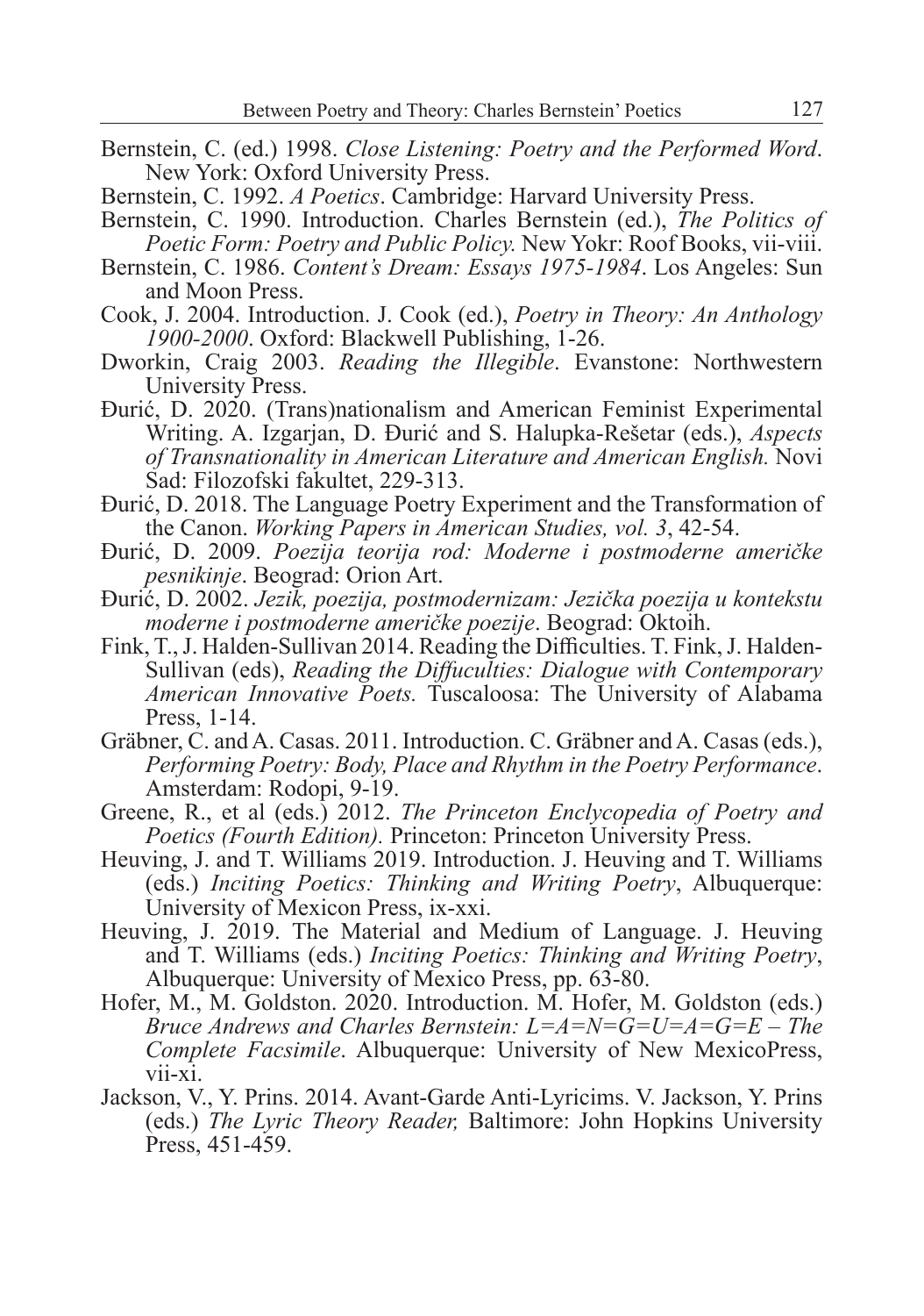Bernstein, C. (ed.) 1998. *Close Listening: Poetry and the Performed Word*. New York: Oxford University Press.

Bernstein, C. 1992. *A Poetics*. Cambridge: Harvard University Press.

Bernstein, C. 1990. Introduction. Charles Bernstein (ed.), *The Politics of Poetic Form: Poetry and Public Policy.* New Yokr: Roof Books, vii-viii.

Bernstein, C. 1986. *Content's Dream: Essays 1975-1984*. Los Angeles: Sun and Moon Press.

Cook, J. 2004. Introduction. J. Cook (ed.), *Poetry in Theory: An Anthology 1900-2000*. Oxford: Blackwell Publishing, 1-26.

Dworkin, Craig 2003. *Reading the Illegible*. Evanstone: Northwestern University Press.

Đurić, D. 2020. (Trans)nationalism and American Feminist Experimental Writing. A. Izgarjan, D. Đurić and S. Halupka-Rešetar (eds.), *Aspects of Transnationality in American Literature and American English.* Novi Sad: Filozofski fakultet, 229-313.

Đurić, D. 2018. The Language Poetry Experiment and the Transformation of the Canon. *Working Papers in American Studies, vol. 3*, 42-54.

Đurić, D. 2009. *Poezija teorija rod: Moderne i postmoderne američke pesnikinje*. Beograd: Orion Art.

Đurić, D. 2002. *Jezik, poezija, postmodernizam: Jezička poezija u kontekstu moderne i postmoderne američke poezije*. Beograd: Oktoih.

Fink, T., J. Halden-Sullivan 2014. Reading the Difficulties. T. Fink, J. Halden-Sullivan (eds), *Reading the Diffuculties: Dialogue with Contemporary American Innovative Poets.* Tuscaloosa: The University of Alabama Press, 1-14.

Gräbner, C. and A. Casas. 2011. Introduction. C. Gräbner and A. Casas (eds.), *Performing Poetry: Body, Place and Rhythm in the Poetry Performance*. Amsterdam: Rodopi, 9-19.

Greene, R., et al (eds.) 2012. *The Princeton Enclycopedia of Poetry and Poetics (Fourth Edition).* Princeton: Princeton University Press.

Heuving, J. and T. Williams 2019. Introduction. J. Heuving and T. Williams (eds.) *Inciting Poetics: Thinking and Writing Poetry*, Albuquerque: University of Mexicon Press, ix-xxi.

Heuving, J. 2019. The Material and Medium of Language. J. Heuving and T. Williams (eds.) *Inciting Poetics: Thinking and Writing Poetry*, Albuquerque: University of Mexico Press, pp. 63-80.

Hofer, M., M. Goldston. 2020. Introduction. M. Hofer, M. Goldston (eds.) *Bruce Andrews and Charles Bernstein: L=A=N=G=U=A=G=E – The Complete Facsimile*. Albuquerque: University of New MexicoPress, vii-xi.

Jackson, V., Y. Prins. 2014. Avant-Garde Anti-Lyricims. V. Jackson, Y. Prins (eds.) *The Lyric Theory Reader,* Baltimore: John Hopkins University Press, 451-459.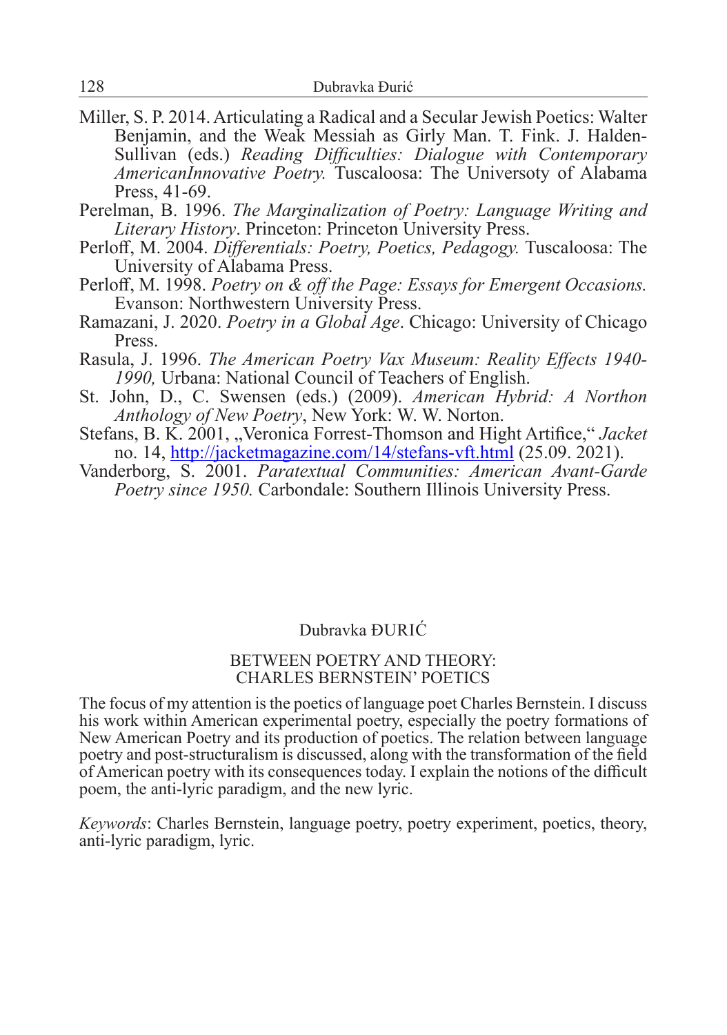Miller, S. P. 2014. Articulating a Radical and a Secular Jewish Poetics: Walter Benjamin, and the Weak Messiah as Girly Man. T. Fink. J. Halden-Sullivan (eds.) *Reading Difficulties: Dialogue with Contemporary AmericanInnovative Poetry.* Tuscaloosa: The Universoty of Alabama Press, 41-69.

Perelman, B. 1996. *The Marginalization of Poetry: Language Writing and Literary History*. Princeton: Princeton University Press.

Perloff, M. 2004. *Differentials: Poetry, Poetics, Pedagogy.* Tuscaloosa: The University of Alabama Press.

Perloff, M. 1998. *Poetry on & off the Page: Essays for Emergent Occasions.* Evanson: Northwestern University Press.

Ramazani, J. 2020. *Poetry in a Global Age*. Chicago: University of Chicago Press.

Rasula, J. 1996. *The American Poetry Vax Museum: Reality Effects 1940-1990,* Urbana: National Council of Teachers of English.

St. John, D., C. Swensen (eds.) (2009). *American Hybrid: A Northon Anthology of New Poetry*, New York: W. W. Norton.

Stefans, B. K. 2001, „Veronica Forrest-Thomson and Hight Artifice," *Jacket* no. 14, http://jacketmagazine.com/14/stefans-vft.html (25.09. 2021).

Vanderborg, S. 2001. *Paratextual Communities: American Avant-Garde Poetry since 1950.* Carbondale: Southern Illinois University Press.

Dubravka ĐURIĆ

## BETWEEN POETRY AND THEORY: CHARLES BERNSTEIN' POETICS

The focus of my attention is the poetics of language poet Charles Bernstein. I discuss his work within American experimental poetry, especially the poetry formations of New American Poetry and its production of poetics. The relation between language poetry and post-structuralism is discussed, along with the transformation of the field of American poetry with its consequences today. I explain the notions of the difficult poem, the anti-lyric paradigm, and the new lyric.

*Keywords*: Charles Bernstein, language poetry, poetry experiment, poetics, theory, anti-lyric paradigm, lyric.